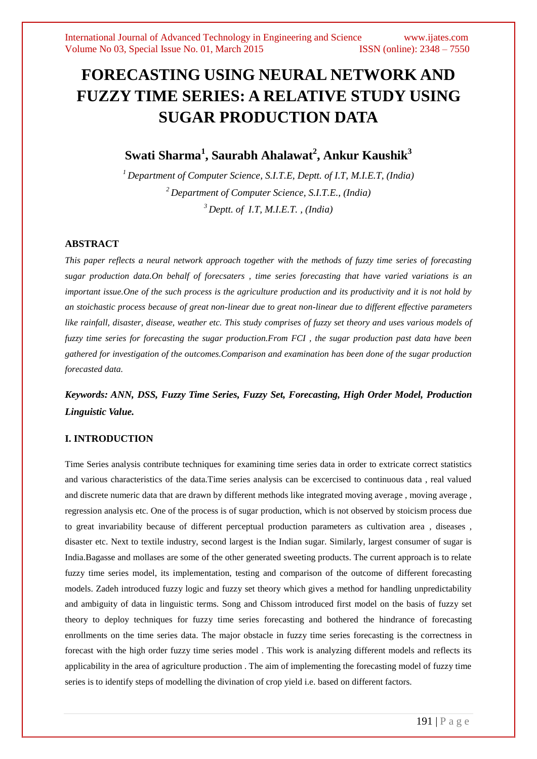# FORECASTING USING NEURAL NETWORK AND FUZZY TIME SERIES: A RELATIVE STUDY USING SUGAR PRODUCTION DATA

**Swati Sharma[1], Saurabh Ahalawat[2], Ankur Kaushik[3]**

*[1] Department of Computer Science, S.I.T.E, Deptt. of I.T, M.I.E.T, (India)*
*[2] Department of Computer Science, S.I.T.E., (India)*
*[3] Deptt. of I.T, M.I.E.T. , (India)*

### ABSTRACT

*This paper reflects a neural network approach together with the methods of fuzzy time series of forecasting sugar production data.On behalf of forecsaters , time series forecasting that have varied variations is an important issue.One of the such process is the agriculture production and its productivity and it is not hold by an stoichastic process because of great non-linear due to great non-linear due to different effective parameters like rainfall, disaster, disease, weather etc. This study comprises of fuzzy set theory and uses various models of fuzzy time series for forecasting the sugar production.From FCI , the sugar production past data have been gathered for investigation of the outcomes.Comparison and examination has been done of the sugar production forecasted data.*

***Keywords: ANN, DSS, Fuzzy Time Series, Fuzzy Set, Forecasting, High Order Model, Production Linguistic Value.***

### I. INTRODUCTION

Time Series analysis contribute techniques for examining time series data in order to extricate correct statistics and various characteristics of the data.Time series analysis can be excercised to continuous data , real valued and discrete numeric data that are drawn by different methods like integrated moving average , moving average , regression analysis etc. One of the process is of sugar production, which is not observed by stoicism process due to great invariability because of different perceptual production parameters as cultivation area , diseases , disaster etc. Next to textile industry, second largest is the Indian sugar. Similarly, largest consumer of sugar is India.Bagasse and mollases are some of the other generated sweeting products. The current approach is to relate fuzzy time series model, its implementation, testing and comparison of the outcome of different forecasting models. Zadeh introduced fuzzy logic and fuzzy set theory which gives a method for handling unpredictability and ambiguity of data in linguistic terms. Song and Chissom introduced first model on the basis of fuzzy set theory to deploy techniques for fuzzy time series forecasting and bothered the hindrance of forecasting enrollments on the time series data. The major obstacle in fuzzy time series forecasting is the correctness in forecast with the high order fuzzy time series model . This work is analyzing different models and reflects its applicability in the area of agriculture production . The aim of implementing the forecasting model of fuzzy time series is to identify steps of modelling the divination of crop yield i.e. based on different factors.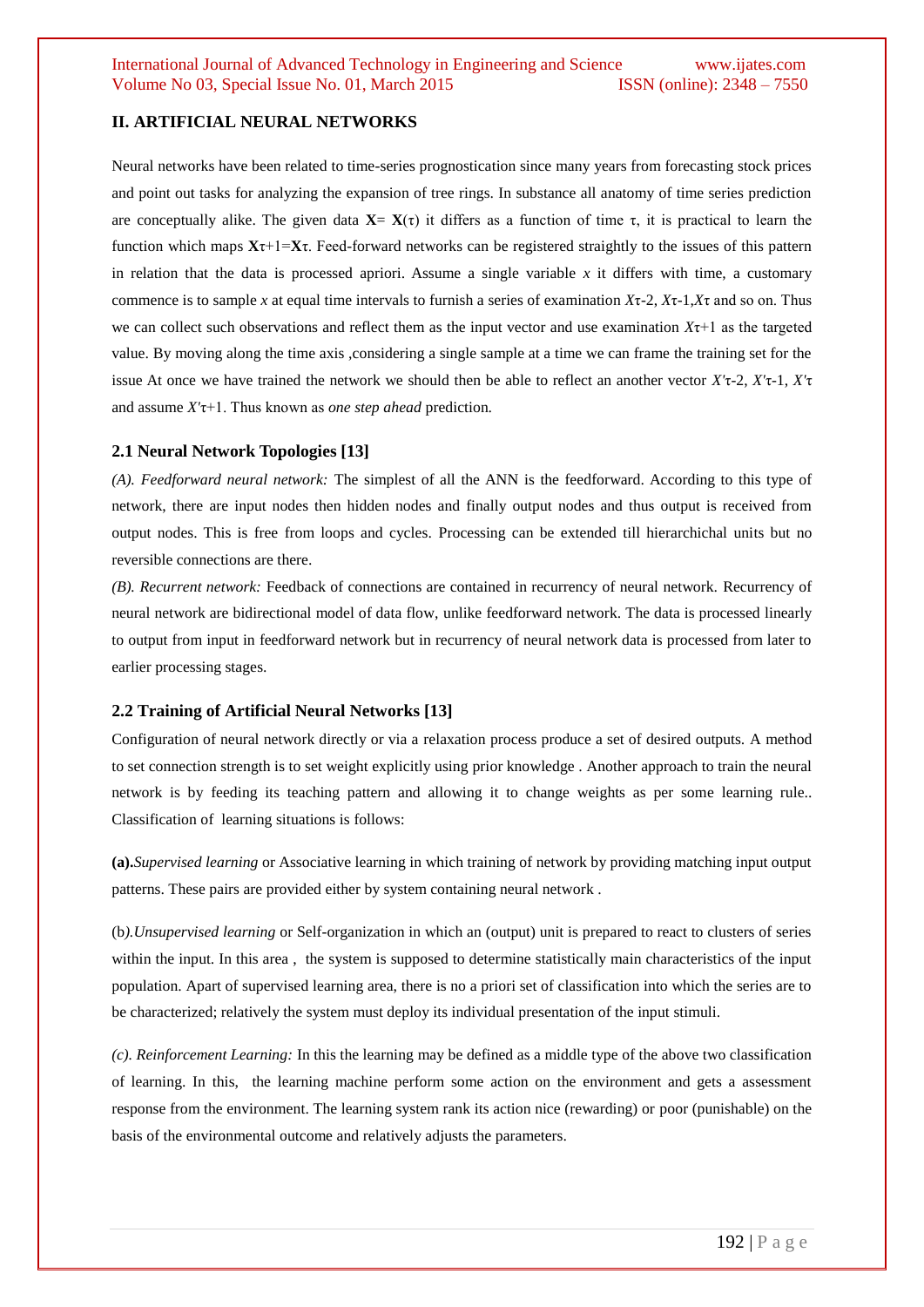## II. ARTIFICIAL NEURAL NETWORKS

Neural networks have been related to time-series prognostication since many years from forecasting stock prices and point out tasks for analyzing the expansion of tree rings. In substance all anatomy of time series prediction are conceptually alike. The given data $\mathbf{X} = \mathbf{X}(\tau)$ it differs as a function of time $\tau$, it is practical to learn the function which maps $\mathbf{X}_{\tau+1} = \mathbf{X}_{\tau}$. Feed-forward networks can be registered straightly to the issues of this pattern in relation that the data is processed apriori. Assume a single variable $x$ it differs with time, a customary commence is to sample $x$ at equal time intervals to furnish a series of examination $X_{\tau-2}$, $X_{\tau-1}$, $X_{\tau}$ and so on. Thus we can collect such observations and reflect them as the input vector and use examination $X_{\tau+1}$ as the targeted value. By moving along the time axis ,considering a single sample at a time we can frame the training set for the issue At once we have trained the network we should then be able to reflect an another vector $X'_{\tau-2}$, $X'_{\tau-1}$, $X'_{\tau}$ and assume $X'_{\tau+1}$. Thus known as *one step ahead* prediction.

### 2.1 Neural Network Topologies [13]

*(A). Feedforward neural network:* The simplest of all the ANN is the feedforward. According to this type of network, there are input nodes then hidden nodes and finally output nodes and thus output is received from output nodes. This is free from loops and cycles. Processing can be extended till hierarchichal units but no reversible connections are there.

*(B). Recurrent network:* Feedback of connections are contained in recurrency of neural network. Recurrency of neural network are bidirectional model of data flow, unlike feedforward network. The data is processed linearly to output from input in feedforward network but in recurrency of neural network data is processed from later to earlier processing stages.

### 2.2 Training of Artificial Neural Networks [13]

Configuration of neural network directly or via a relaxation process produce a set of desired outputs. A method to set connection strength is to set weight explicitly using prior knowledge . Another approach to train the neural network is by feeding its teaching pattern and allowing it to change weights as per some learning rule.. Classification of learning situations is follows:

**(a).***Supervised learning* or Associative learning in which training of network by providing matching input output patterns. These pairs are provided either by system containing neural network .

(b)*.Unsupervised learning* or Self-organization in which an (output) unit is prepared to react to clusters of series within the input. In this area , the system is supposed to determine statistically main characteristics of the input population. Apart of supervised learning area, there is no a priori set of classification into which the series are to be characterized; relatively the system must deploy its individual presentation of the input stimuli.

*(c). Reinforcement Learning:* In this the learning may be defined as a middle type of the above two classification of learning. In this, the learning machine perform some action on the environment and gets a assessment response from the environment. The learning system rank its action nice (rewarding) or poor (punishable) on the basis of the environmental outcome and relatively adjusts the parameters.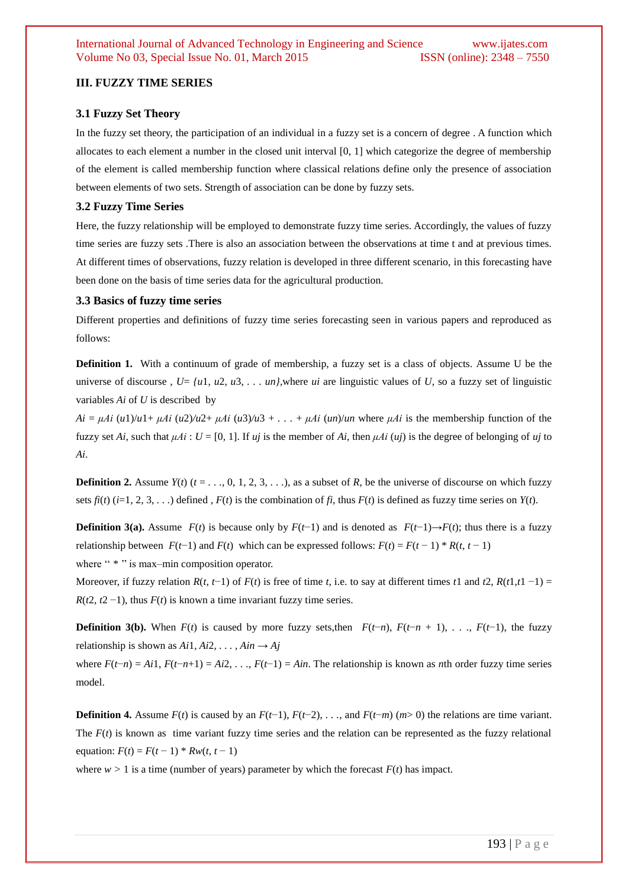## III. FUZZY TIME SERIES

### 3.1 Fuzzy Set Theory

In the fuzzy set theory, the participation of an individual in a fuzzy set is a concern of degree . A function which allocates to each element a number in the closed unit interval [0, 1] which categorize the degree of membership of the element is called membership function where classical relations define only the presence of association between elements of two sets. Strength of association can be done by fuzzy sets.

### 3.2 Fuzzy Time Series

Here, the fuzzy relationship will be employed to demonstrate fuzzy time series. Accordingly, the values of fuzzy time series are fuzzy sets .There is also an association between the observations at time t and at previous times. At different times of observations, fuzzy relation is developed in three different scenario, in this forecasting have been done on the basis of time series data for the agricultural production.

### 3.3 Basics of fuzzy time series

Different properties and definitions of fuzzy time series forecasting seen in various papers and reproduced as follows:

**Definition 1.** With a continuum of grade of membership, a fuzzy set is a class of objects. Assume U be the universe of discourse , $U= \{u1, u2, u3, \ldots un\}$,where $ui$ are linguistic values of $U$, so a fuzzy set of linguistic variables $Ai$ of $U$ is described by

$Ai = \mu Ai\ (u1)/u1+ \mu Ai\ (u2)/u2+ \mu Ai\ (u3)/u3 + \ldots + \mu Ai\ (un)/un$ where $\mu Ai$ is the membership function of the fuzzy set $Ai$, such that $\mu Ai : U = [0, 1]$. If $uj$ is the member of $Ai$, then $\mu Ai\ (uj)$ is the degree of belonging of $uj$ to $Ai$.

**Definition 2.** Assume $Y(t)$ $(t = \ldots, 0, 1, 2, 3, \ldots)$, as a subset of $R$, be the universe of discourse on which fuzzy sets $fi(t)$ $(i=1, 2, 3, \ldots)$ defined , $F(t)$ is the combination of $fi$, thus $F(t)$ is defined as fuzzy time series on $Y(t)$.

**Definition 3(a).** Assume $F(t)$ is because only by $F(t−1)$ and is denoted as $F(t−1)\rightarrow F(t)$; thus there is a fuzzy relationship between $F(t−1)$ and $F(t)$ which can be expressed follows: $F(t) = F(t − 1) * R(t, t − 1)$

where " * " is max–min composition operator.

Moreover, if fuzzy relation $R(t, t−1)$ of $F(t)$ is free of time $t$, i.e. to say at different times $t1$ and $t2$, $R(t1,t1 −1) = R(t2, t2 −1)$, thus $F(t)$ is known a time invariant fuzzy time series.

**Definition 3(b).** When $F(t)$ is caused by more fuzzy sets,then $F(t−n)$, $F(t−n + 1), \ldots, F(t−1)$, the fuzzy relationship is shown as $Ai1, Ai2, \ldots, Ain \rightarrow Aj$

where $F(t−n) = Ai1$, $F(t−n+1) = Ai2, \ldots, F(t−1) = Ain$. The relationship is known as $n$th order fuzzy time series model.

**Definition 4.** Assume $F(t)$ is caused by an $F(t−1)$, $F(t−2), \ldots,$ and $F(t−m)$ $(m> 0)$ the relations are time variant. The $F(t)$ is known as time variant fuzzy time series and the relation can be represented as the fuzzy relational equation: $F(t) = F(t − 1) * Rw(t, t − 1)$

where $w > 1$ is a time (number of years) parameter by which the forecast $F(t)$ has impact.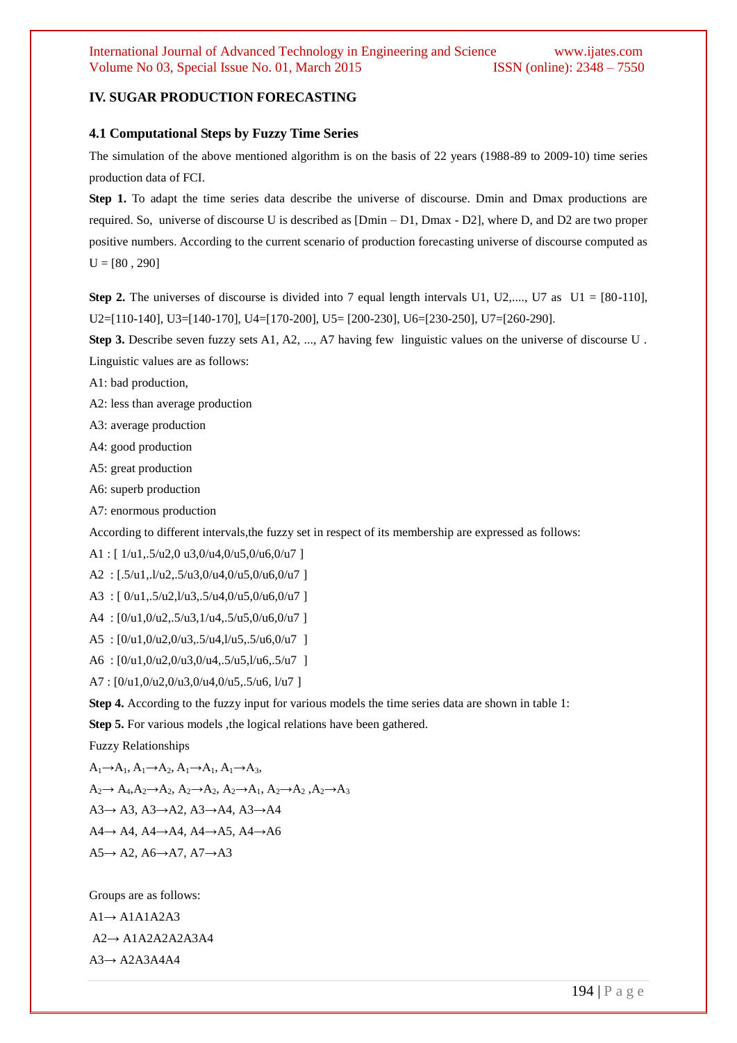## IV. SUGAR PRODUCTION FORECASTING

### 4.1 Computational Steps by Fuzzy Time Series

The simulation of the above mentioned algorithm is on the basis of 22 years (1988-89 to 2009-10) time series production data of FCI.

**Step 1.** To adapt the time series data describe the universe of discourse. Dmin and Dmax productions are required. So, universe of discourse U is described as [Dmin – D1, Dmax - D2], where D, and D2 are two proper positive numbers. According to the current scenario of production forecasting universe of discourse computed as U = [80 , 290]

**Step 2.** The universes of discourse is divided into 7 equal length intervals U1, U2,...., U7 as U1 = [80-110], U2=[110-140], U3=[140-170], U4=[170-200], U5= [200-230], U6=[230-250], U7=[260-290].

**Step 3.** Describe seven fuzzy sets A1, A2, ..., A7 having few linguistic values on the universe of discourse U . Linguistic values are as follows:

A1: bad production,

A2: less than average production

A3: average production

A4: good production

A5: great production

A6: superb production

A7: enormous production

According to different intervals,the fuzzy set in respect of its membership are expressed as follows:

A1 : [ 1/u1,.5/u2,0 u3,0/u4,0/u5,0/u6,0/u7 ]

A2 : [.5/u1,.l/u2,.5/u3,0/u4,0/u5,0/u6,0/u7 ]

A3 : [ 0/u1,.5/u2,l/u3,.5/u4,0/u5,0/u6,0/u7 ]

A4 : [0/u1,0/u2,.5/u3,1/u4,.5/u5,0/u6,0/u7 ]

A5 : [0/u1,0/u2,0/u3,.5/u4,l/u5,.5/u6,0/u7 ]

A6 : [0/u1,0/u2,0/u3,0/u4,.5/u5,l/u6,.5/u7 ]

A7 : [0/u1,0/u2,0/u3,0/u4,0/u5,.5/u6, l/u7 ]

**Step 4.** According to the fuzzy input for various models the time series data are shown in table 1:

**Step 5.** For various models ,the logical relations have been gathered.

Fuzzy Relationships

$A_1 \rightarrow A_1$, $A_1 \rightarrow A_2$, $A_1 \rightarrow A_1$, $A_1 \rightarrow A_3$,

$A_2 \rightarrow A_4$, $A_2 \rightarrow A_2$, $A_2 \rightarrow A_2$, $A_2 \rightarrow A_1$, $A_2 \rightarrow A_2$ , $A_2 \rightarrow A_3$

A3→ A3, A3→A2, A3→A4, A3→A4

A4→ A4, A4→A4, A4→A5, A4→A6

A5→ A2, A6→A7, A7→A3

Groups are as follows:

A1→ A1A1A2A3

A2→ A1A2A2A2A3A4

A3→ A2A3A4A4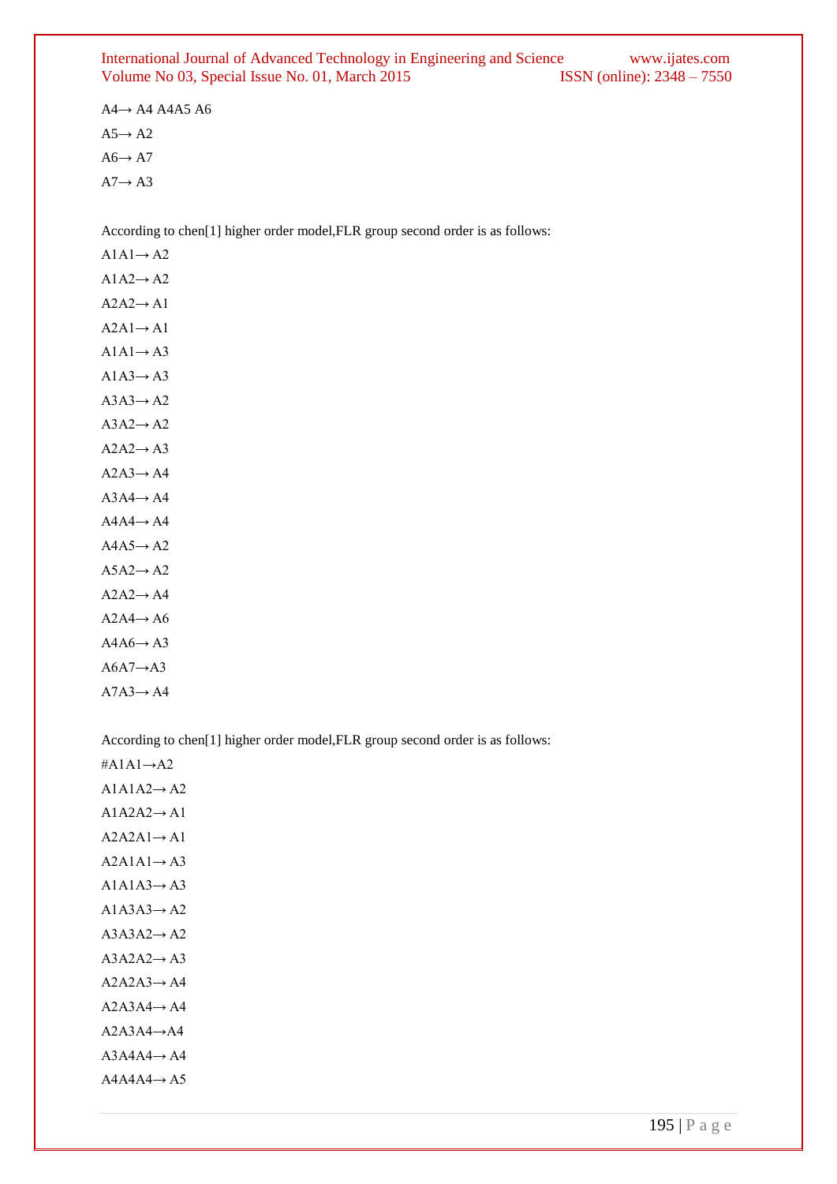A4→ A4 A4A5 A6

A5→ A2

A6→ A7

A7→ A3

According to chen[1] higher order model,FLR group second order is as follows:

A1A1→ A2

A1A2→ A2

A2A2→ A1

A2A1→ A1

A1A1→ A3

A1A3→ A3

A3A3→ A2

A3A2→ A2

A2A2→ A3

A2A3→ A4

A3A4→ A4

A4A4→ A4

A4A5→ A2

A5A2→ A2

A2A2→ A4

A2A4→ A6

A4A6→ A3

A6A7→A3

A7A3→ A4

According to chen[1] higher order model,FLR group second order is as follows:

#A1A1→A2

A1A1A2→ A2

A1A2A2→ A1

A2A2A1→ A1

A2A1A1→ A3

A1A1A3→ A3

A1A3A3→ A2

A3A3A2→ A2

A3A2A2→ A3

A2A2A3→ A4

A2A3A4→ A4

A2A3A4→A4

A3A4A4→ A4

A4A4A4→ A5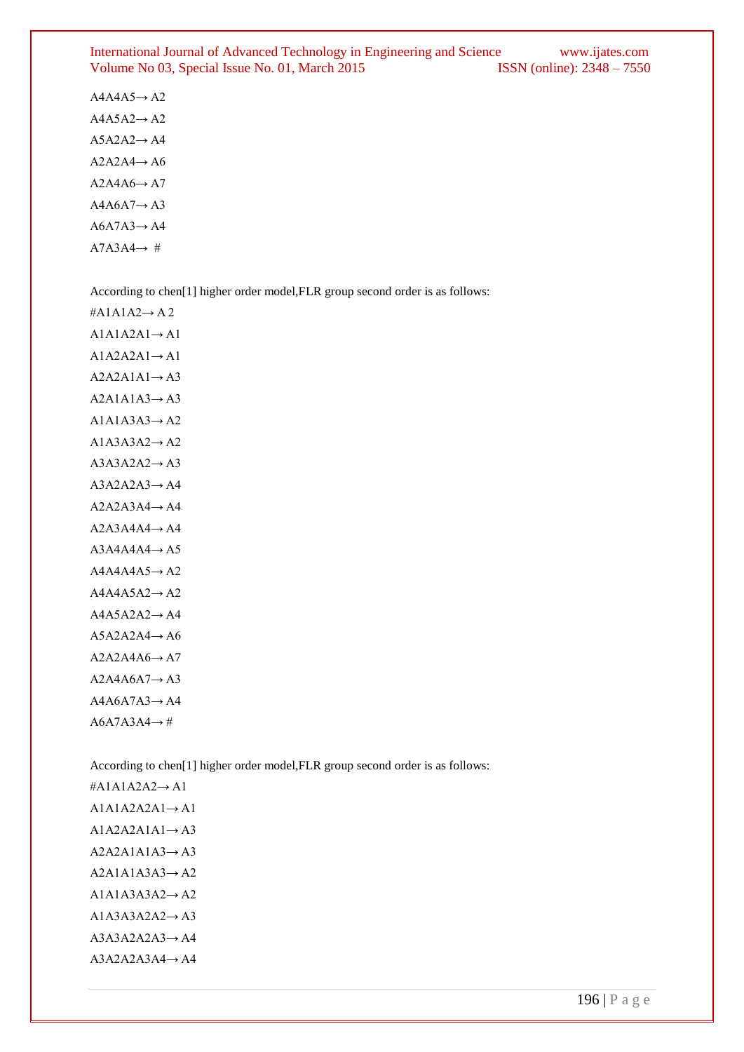A4A4A5→ A2

A4A5A2→ A2

A5A2A2→ A4

A2A2A4→ A6

A2A4A6→ A7

A4A6A7→ A3

A6A7A3→ A4

A7A3A4→ #

According to chen[1] higher order model,FLR group second order is as follows:

#A1A1A2→ A 2

A1A1A2A1→ A1

A1A2A2A1→ A1

A2A2A1A1→ A3

A2A1A1A3→ A3

A1A1A3A3→ A2

A1A3A3A2→ A2

A3A3A2A2→ A3

A3A2A2A3→ A4

A2A2A3A4→ A4

A2A3A4A4→ A4

A3A4A4A4→ A5

A4A4A4A5→ A2

A4A4A5A2→ A2

A4A5A2A2→ A4

A5A2A2A4→ A6

A2A2A4A6→ A7

A2A4A6A7→ A3

A4A6A7A3→ A4

A6A7A3A4→ #

According to chen[1] higher order model,FLR group second order is as follows:

#A1A1A2A2→ A1

A1A1A2A2A1→ A1

A1A2A2A1A1→ A3

A2A2A1A1A3→ A3

A2A1A1A3A3→ A2

A1A1A3A3A2→ A2

A1A3A3A2A2→ A3

A3A3A2A2A3→ A4

A3A2A2A3A4→ A4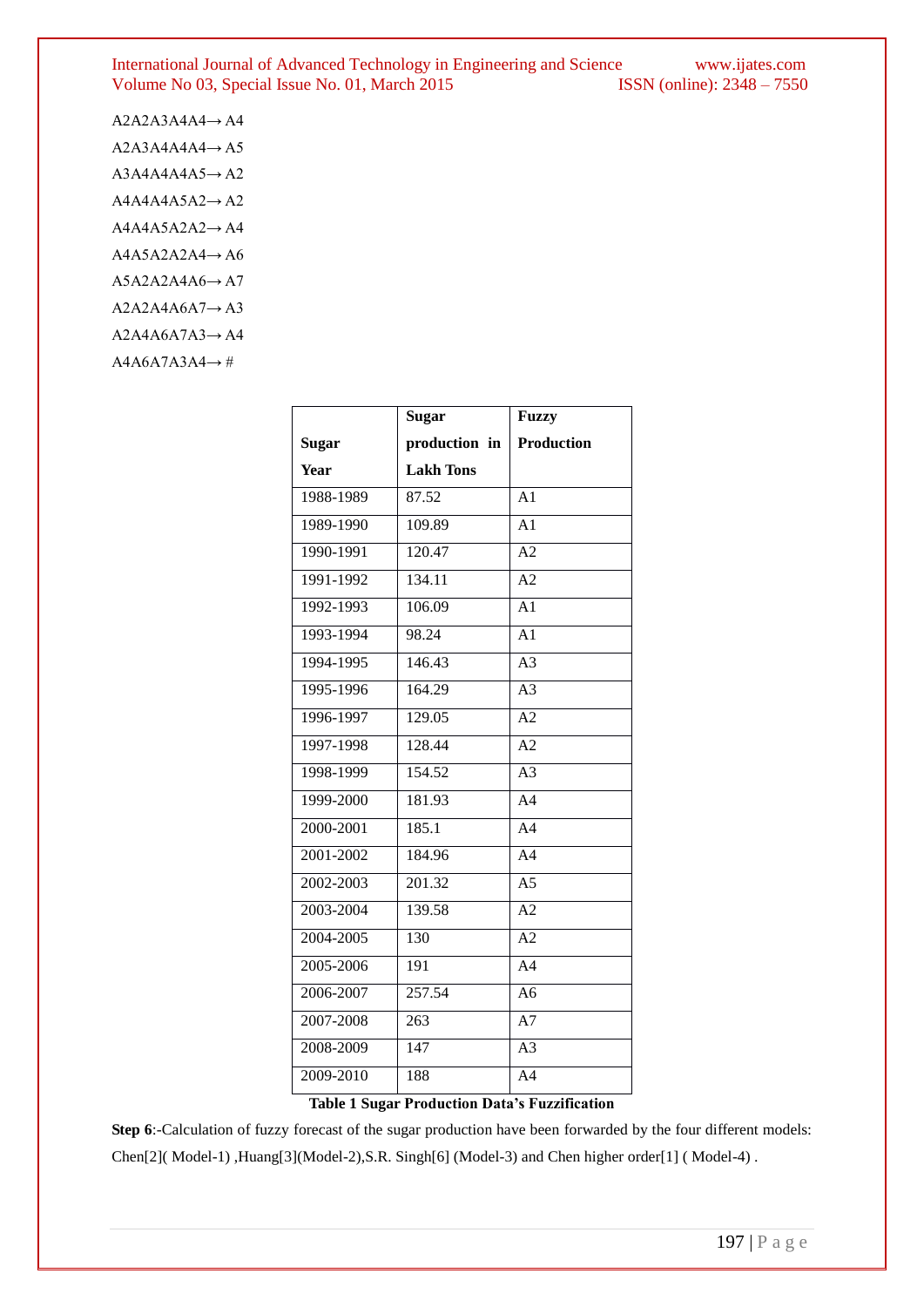A2A2A3A4A4→ A4

A2A3A4A4A4→ A5

A3A4A4A4A5→ A2

A4A4A4A5A2→ A2

A4A4A5A2A2→ A4

A4A5A2A2A4→ A6

A5A2A2A4A6→ A7

A2A2A4A6A7→ A3

A2A4A6A7A3→ A4

A4A6A7A3A4→ #

| Sugar Year | Sugar production in Lakh Tons | Fuzzy Production |
|---|---|---|
| 1988-1989 | 87.52 | A1 |
| 1989-1990 | 109.89 | A1 |
| 1990-1991 | 120.47 | A2 |
| 1991-1992 | 134.11 | A2 |
| 1992-1993 | 106.09 | A1 |
| 1993-1994 | 98.24 | A1 |
| 1994-1995 | 146.43 | A3 |
| 1995-1996 | 164.29 | A3 |
| 1996-1997 | 129.05 | A2 |
| 1997-1998 | 128.44 | A2 |
| 1998-1999 | 154.52 | A3 |
| 1999-2000 | 181.93 | A4 |
| 2000-2001 | 185.1 | A4 |
| 2001-2002 | 184.96 | A4 |
| 2002-2003 | 201.32 | A5 |
| 2003-2004 | 139.58 | A2 |
| 2004-2005 | 130 | A2 |
| 2005-2006 | 191 | A4 |
| 2006-2007 | 257.54 | A6 |
| 2007-2008 | 263 | A7 |
| 2008-2009 | 147 | A3 |
| 2009-2010 | 188 | A4 |

**Table 1 Sugar Production Data's Fuzzification**

**Step 6**:-Calculation of fuzzy forecast of the sugar production have been forwarded by the four different models: Chen[2]( Model-1) ,Huang[3](Model-2),S.R. Singh[6] (Model-3) and Chen higher order[1] ( Model-4) .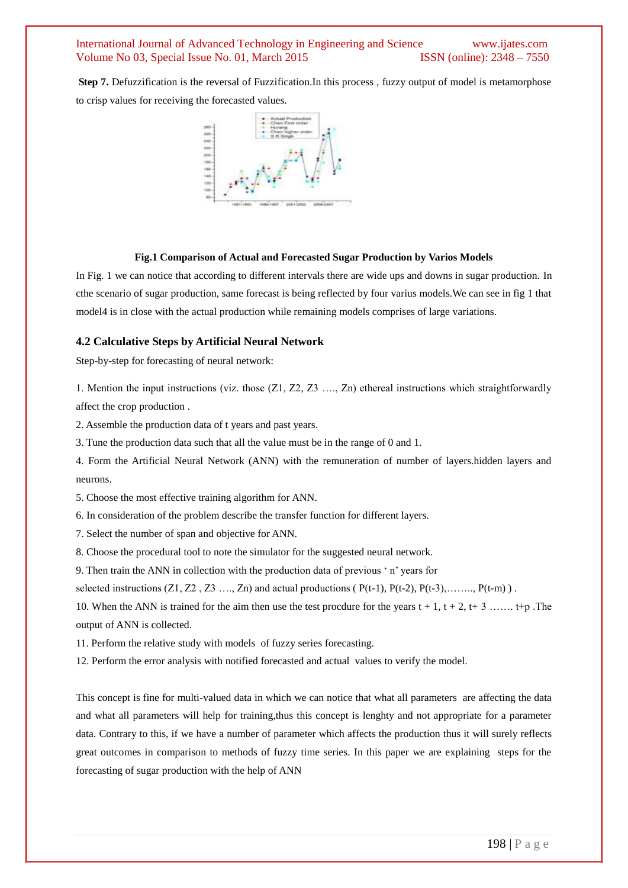**Step 7.** Defuzzification is the reversal of Fuzzification.In this process , fuzzy output of model is metamorphose to crisp values for receiving the forecasted values.

**Fig.1 Comparison of Actual and Forecasted Sugar Production by Varios Models**

In Fig. 1 we can notice that according to different intervals there are wide ups and downs in sugar production. In cthe scenario of sugar production, same forecast is being reflected by four varius models.We can see in fig 1 that model4 is in close with the actual production while remaining models comprises of large variations.

### 4.2 Calculative Steps by Artificial Neural Network

Step-by-step for forecasting of neural network:

1. Mention the input instructions (viz. those (Z1, Z2, Z3 …., Zn) ethereal instructions which straightforwardly affect the crop production .
2. Assemble the production data of t years and past years.
3. Tune the production data such that all the value must be in the range of 0 and 1.
4. Form the Artificial Neural Network (ANN) with the remuneration of number of layers.hidden layers and neurons.
5. Choose the most effective training algorithm for ANN.
6. In consideration of the problem describe the transfer function for different layers.
7. Select the number of span and objective for ANN.
8. Choose the procedural tool to note the simulator for the suggested neural network.
9. Then train the ANN in collection with the production data of previous ' n' years for selected instructions (Z1, Z2 , Z3 …., Zn) and actual productions ( P(t-1), P(t-2), P(t-3),…….., P(t-m) ) .
10. When the ANN is trained for the aim then use the test procdure for the years t + 1, t + 2, t+ 3 ……. t+p .The output of ANN is collected.
11. Perform the relative study with models of fuzzy series forecasting.
12. Perform the error analysis with notified forecasted and actual values to verify the model.

This concept is fine for multi-valued data in which we can notice that what all parameters are affecting the data and what all parameters will help for training,thus this concept is lenghty and not appropriate for a parameter data. Contrary to this, if we have a number of parameter which affects the production thus it will surely reflects great outcomes in comparison to methods of fuzzy time series. In this paper we are explaining steps for the forecasting of sugar production with the help of ANN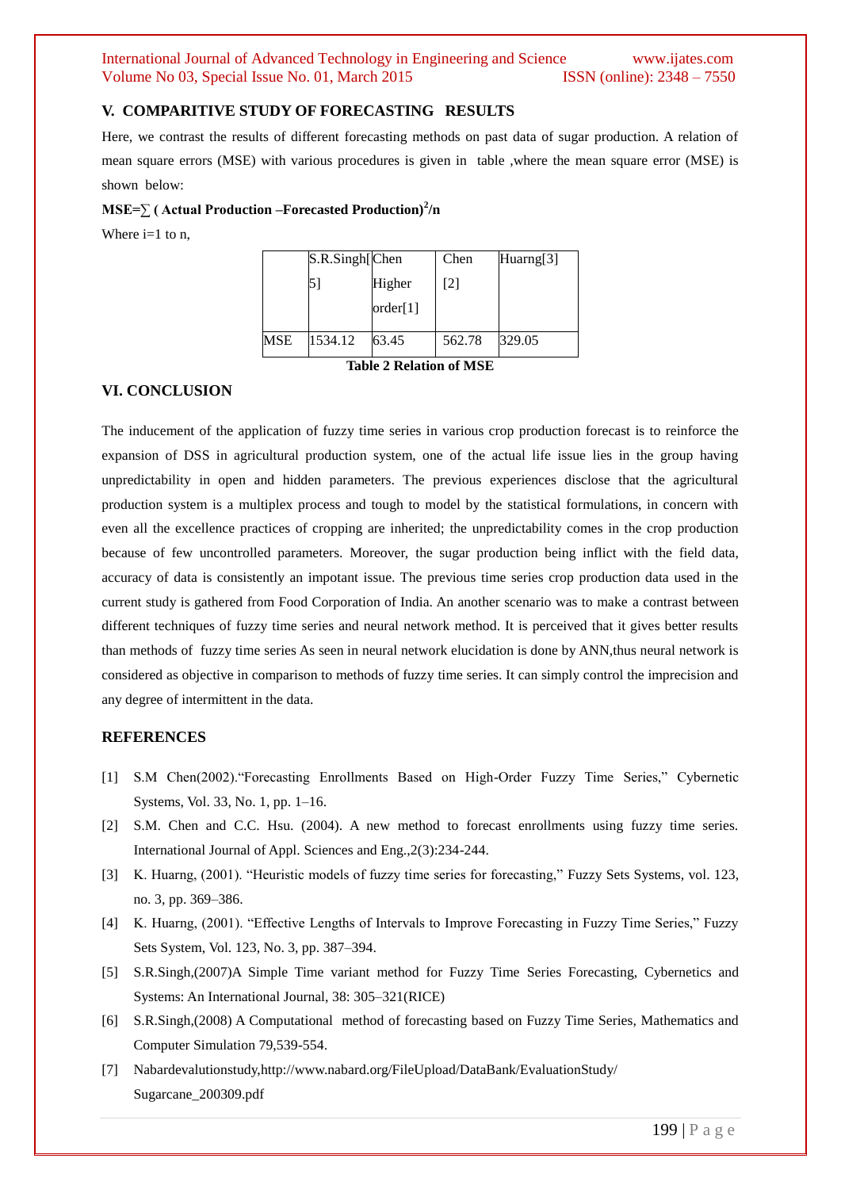## V. COMPARITIVE STUDY OF FORECASTING RESULTS

Here, we contrast the results of different forecasting methods on past data of sugar production. A relation of mean square errors (MSE) with various procedures is given in table ,where the mean square error (MSE) is shown below:

**MSE=$\sum$ ( Actual Production –Forecasted Production)$^2$/n**

Where i=1 to n,

| | S.R.Singh[5] | Chen Higher order[1] | Chen [2] | Huarng[3] |
|---|---|---|---|---|
| MSE | 1534.12 | 63.45 | 562.78 | 329.05 |

**Table 2 Relation of MSE**

## VI. CONCLUSION

The inducement of the application of fuzzy time series in various crop production forecast is to reinforce the expansion of DSS in agricultural production system, one of the actual life issue lies in the group having unpredictability in open and hidden parameters. The previous experiences disclose that the agricultural production system is a multiplex process and tough to model by the statistical formulations, in concern with even all the excellence practices of cropping are inherited; the unpredictability comes in the crop production because of few uncontrolled parameters. Moreover, the sugar production being inflict with the field data, accuracy of data is consistently an impotant issue. The previous time series crop production data used in the current study is gathered from Food Corporation of India. An another scenario was to make a contrast between different techniques of fuzzy time series and neural network method. It is perceived that it gives better results than methods of fuzzy time series As seen in neural network elucidation is done by ANN,thus neural network is considered as objective in comparison to methods of fuzzy time series. It can simply control the imprecision and any degree of intermittent in the data.

## REFERENCES

[1] S.M Chen(2002).“Forecasting Enrollments Based on High-Order Fuzzy Time Series,” Cybernetic Systems, Vol. 33, No. 1, pp. 1–16.

[2] S.M. Chen and C.C. Hsu. (2004). A new method to forecast enrollments using fuzzy time series. International Journal of Appl. Sciences and Eng.,2(3):234-244.

[3] K. Huarng, (2001). “Heuristic models of fuzzy time series for forecasting,” Fuzzy Sets Systems, vol. 123, no. 3, pp. 369–386.

[4] K. Huarng, (2001). “Effective Lengths of Intervals to Improve Forecasting in Fuzzy Time Series,” Fuzzy Sets System, Vol. 123, No. 3, pp. 387–394.

[5] S.R.Singh,(2007)A Simple Time variant method for Fuzzy Time Series Forecasting, Cybernetics and Systems: An International Journal, 38: 305–321(RICE)

[6] S.R.Singh,(2008) A Computational method of forecasting based on Fuzzy Time Series, Mathematics and Computer Simulation 79,539-554.

[7] Nabardevalutionstudy,http://www.nabard.org/FileUpload/DataBank/EvaluationStudy/Sugarcane_200309.pdf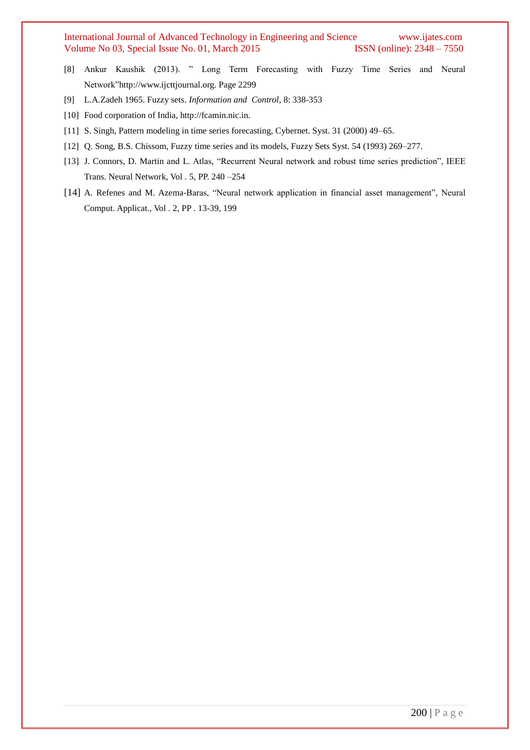[8] Ankur Kaushik (2013). " Long Term Forecasting with Fuzzy Time Series and Neural Network"http://www.ijcttjournal.org. Page 2299

[9] L.A.Zadeh 1965. Fuzzy sets. *Information and Control*, 8: 338-353

[10] Food corporation of India, http://fcamin.nic.in.

[11] S. Singh, Pattern modeling in time series forecasting, Cybernet. Syst. 31 (2000) 49–65.

[12] Q. Song, B.S. Chissom, Fuzzy time series and its models, Fuzzy Sets Syst. 54 (1993) 269–277.

[13] J. Connors, D. Martin and L. Atlas, "Recurrent Neural network and robust time series prediction", IEEE Trans. Neural Network, Vol . 5, PP. 240 –254

[14] A. Refenes and M. Azema-Baras, "Neural network application in financial asset management", Neural Comput. Applicat., Vol . 2, PP . 13-39, 199